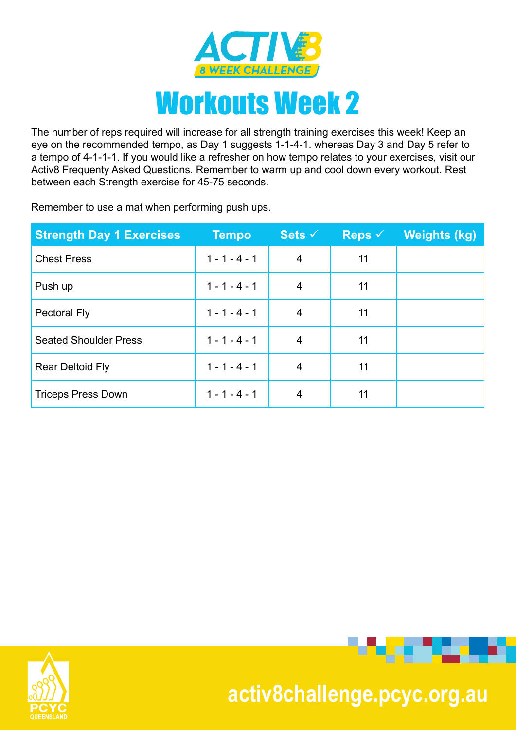# Workouts Week 2

The number of reps required will increase for all strength training exercises this week! Keep an eye on the recommended tempo, as Day 1 suggests 1-1-4-1. whereas Day 3 and Day 5 refer to a tempo of 4-1-1-1. If you would like a refresher on how tempo relates to your exercises, visit our Activ8 Frequenty Asked Questions. Remember to warm up and cool down every workout. Rest between each Strength exercise for 45-75 seconds.

Remember to use a mat when performing push ups.

| Strength Day 1 Exercises | Tempo | Sets ✓ | Reps ✓ | Weights (kg) |
|---|---|---|---|---|
| Chest Press | 1 - 1 - 4 - 1 | 4 | 11 | |
| Push up | 1 - 1 - 4 - 1 | 4 | 11 | |
| Pectoral Fly | 1 - 1 - 4 - 1 | 4 | 11 | |
| Seated Shoulder Press | 1 - 1 - 4 - 1 | 4 | 11 | |
| Rear Deltoid Fly | 1 - 1 - 4 - 1 | 4 | 11 | |
| Triceps Press Down | 1 - 1 - 4 - 1 | 4 | 11 | |

activ8challenge.pcyc.org.au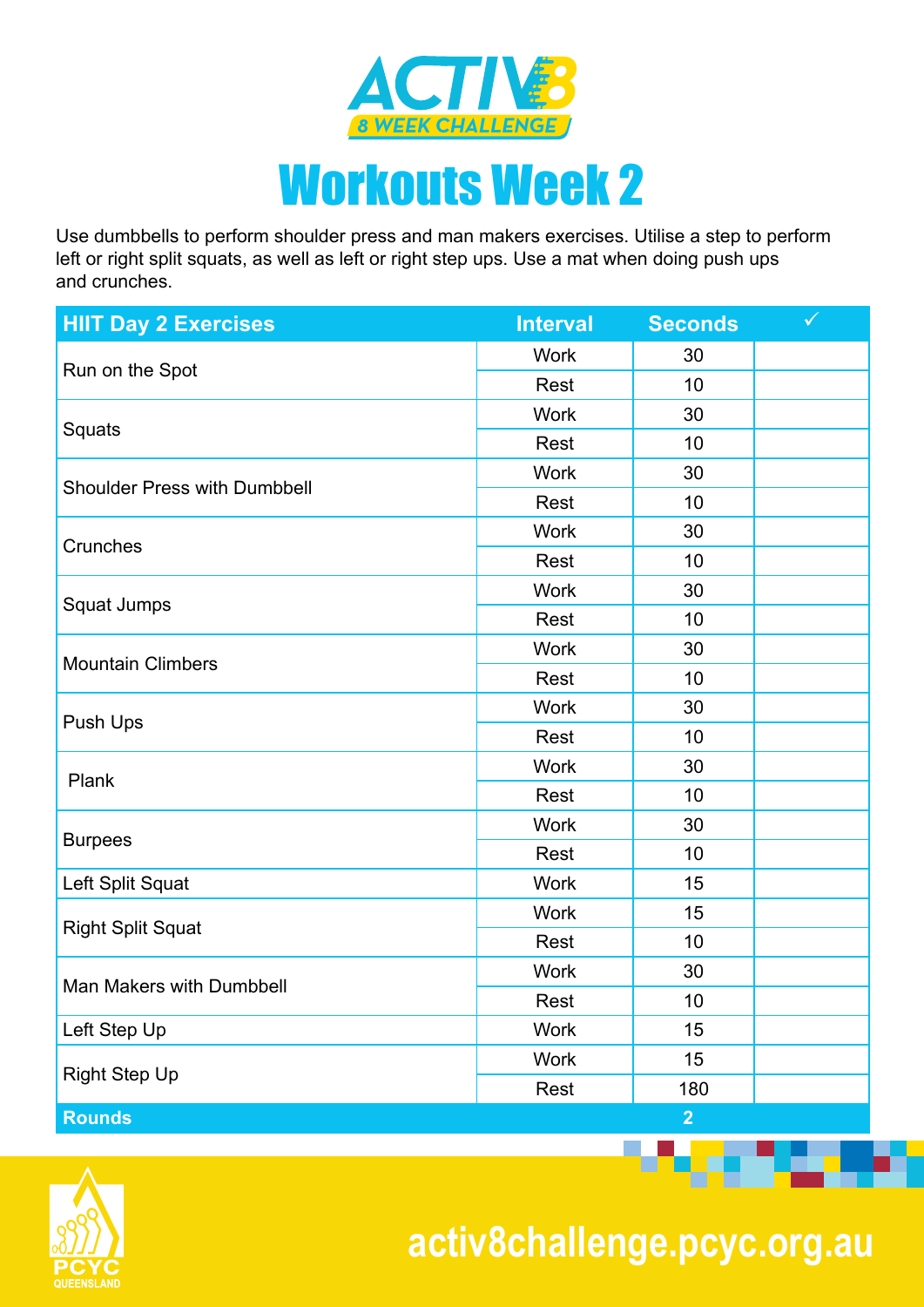# ACTIV8 8 WEEK CHALLENGE

# Workouts Week 2

Use dumbbells to perform shoulder press and man makers exercises. Utilise a step to perform left or right split squats, as well as left or right step ups. Use a mat when doing push ups and crunches.

| HIIT Day 2 Exercises | Interval | Seconds | ✓ |
|---|---|---|---|
| Run on the Spot | Work | 30 | |
| | Rest | 10 | |
| Squats | Work | 30 | |
| | Rest | 10 | |
| Shoulder Press with Dumbbell | Work | 30 | |
| | Rest | 10 | |
| Crunches | Work | 30 | |
| | Rest | 10 | |
| Squat Jumps | Work | 30 | |
| | Rest | 10 | |
| Mountain Climbers | Work | 30 | |
| | Rest | 10 | |
| Push Ups | Work | 30 | |
| | Rest | 10 | |
| Plank | Work | 30 | |
| | Rest | 10 | |
| Burpees | Work | 30 | |
| | Rest | 10 | |
| Left Split Squat | Work | 15 | |
| Right Split Squat | Work | 15 | |
| | Rest | 10 | |
| Man Makers with Dumbbell | Work | 30 | |
| | Rest | 10 | |
| Left Step Up | Work | 15 | |
| Right Step Up | Work | 15 | |
| | Rest | 180 | |
| **Rounds** | | **2** | |

PCYC QUEENSLAND

activ8challenge.pcyc.org.au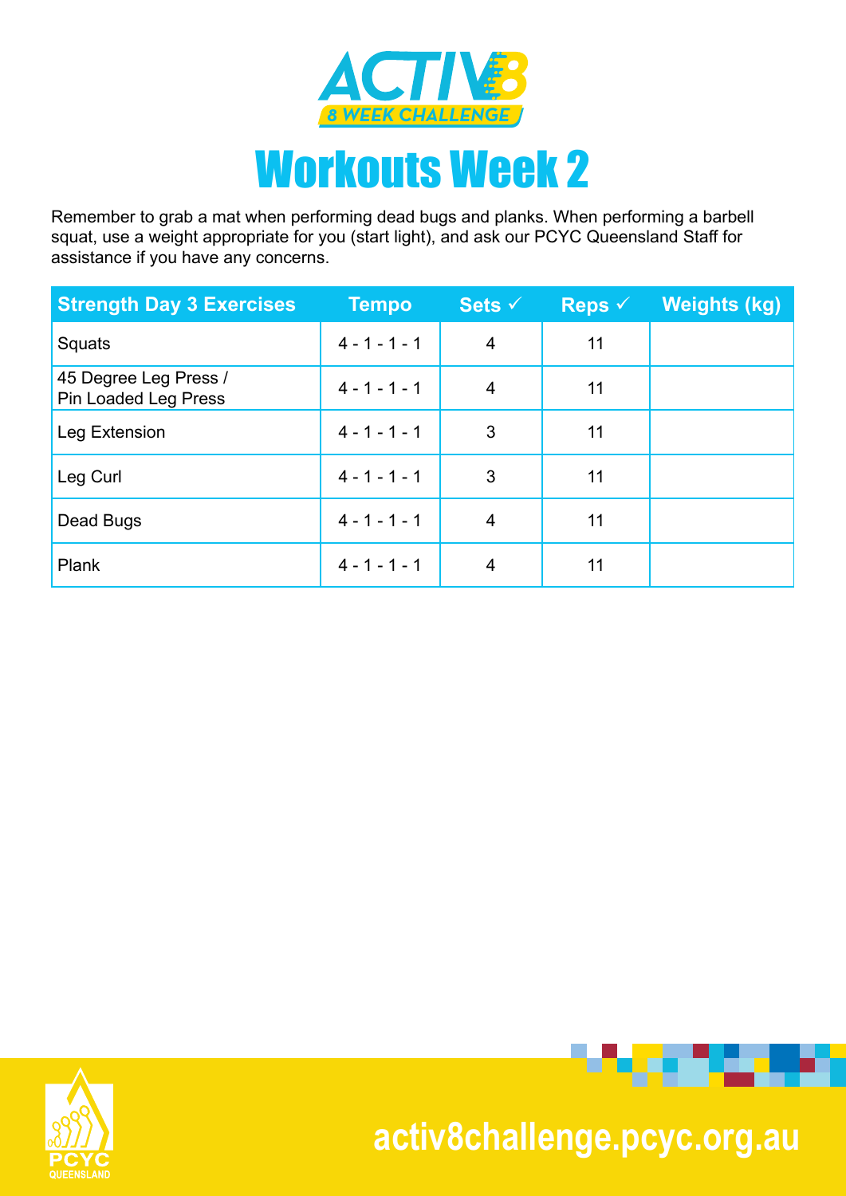# ACTIV8

8 WEEK CHALLENGE

# Workouts Week 2

Remember to grab a mat when performing dead bugs and planks. When performing a barbell squat, use a weight appropriate for you (start light), and ask our PCYC Queensland Staff for assistance if you have any concerns.

| Strength Day 3 Exercises | Tempo | Sets ✓ | Reps ✓ | Weights (kg) |
|---|---|---|---|---|
| Squats | 4 - 1 - 1 - 1 | 4 | 11 | |
| 45 Degree Leg Press / Pin Loaded Leg Press | 4 - 1 - 1 - 1 | 4 | 11 | |
| Leg Extension | 4 - 1 - 1 - 1 | 3 | 11 | |
| Leg Curl | 4 - 1 - 1 - 1 | 3 | 11 | |
| Dead Bugs | 4 - 1 - 1 - 1 | 4 | 11 | |
| Plank | 4 - 1 - 1 - 1 | 4 | 11 | |

PCYC QUEENSLAND

activ8challenge.pcyc.org.au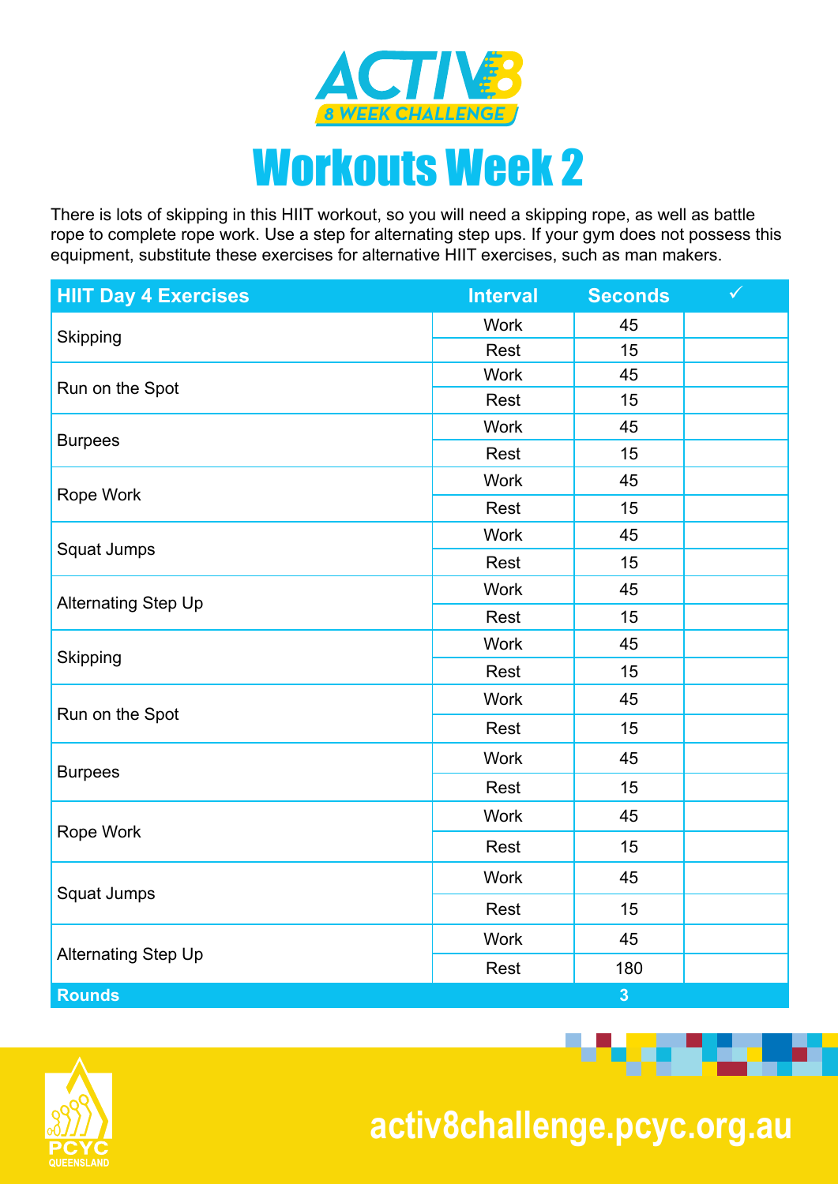# ACTIV8

**8 WEEK CHALLENGE**

# Workouts Week 2

There is lots of skipping in this HIIT workout, so you will need a skipping rope, as well as battle rope to complete rope work. Use a step for alternating step ups. If your gym does not possess this equipment, substitute these exercises for alternative HIIT exercises, such as man makers.

| HIIT Day 4 Exercises | Interval | Seconds | ✓ |
|---|---|---|---|
| Skipping | Work | 45 | |
| | Rest | 15 | |
| Run on the Spot | Work | 45 | |
| | Rest | 15 | |
| Burpees | Work | 45 | |
| | Rest | 15 | |
| Rope Work | Work | 45 | |
| | Rest | 15 | |
| Squat Jumps | Work | 45 | |
| | Rest | 15 | |
| Alternating Step Up | Work | 45 | |
| | Rest | 15 | |
| Skipping | Work | 45 | |
| | Rest | 15 | |
| Run on the Spot | Work | 45 | |
| | Rest | 15 | |
| Burpees | Work | 45 | |
| | Rest | 15 | |
| Rope Work | Work | 45 | |
| | Rest | 15 | |
| Squat Jumps | Work | 45 | |
| | Rest | 15 | |
| Alternating Step Up | Work | 45 | |
| | Rest | 180 | |
| **Rounds** | | **3** | |

PCYC QUEENSLAND

activ8challenge.pcyc.org.au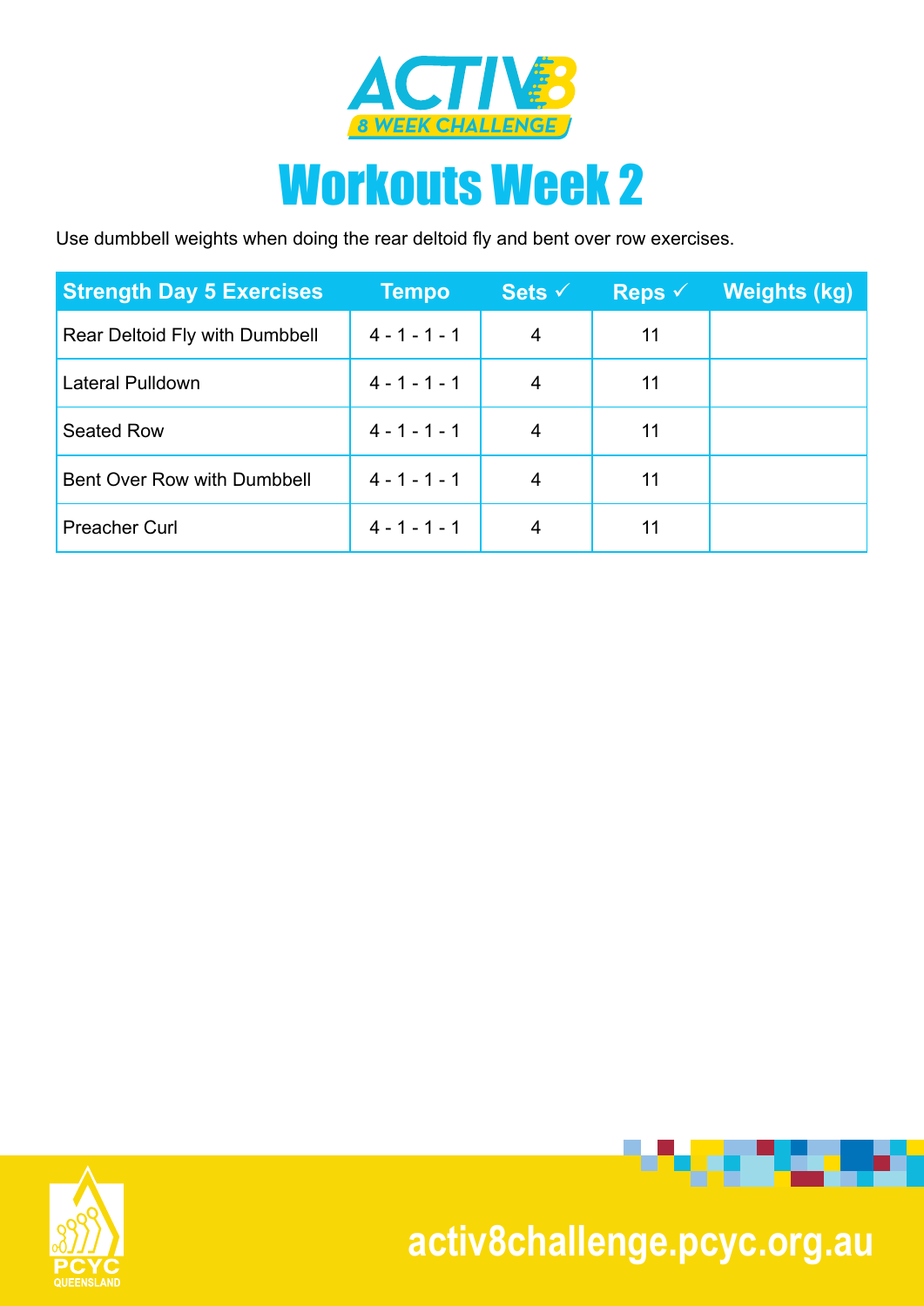# ACTIV8

## 8 WEEK CHALLENGE

# Workouts Week 2

Use dumbbell weights when doing the rear deltoid fly and bent over row exercises.

| Strength Day 5 Exercises | Tempo | Sets ✓ | Reps ✓ | Weights (kg) |
|---|---|---|---|---|
| Rear Deltoid Fly with Dumbbell | 4 - 1 - 1 - 1 | 4 | 11 | |
| Lateral Pulldown | 4 - 1 - 1 - 1 | 4 | 11 | |
| Seated Row | 4 - 1 - 1 - 1 | 4 | 11 | |
| Bent Over Row with Dumbbell | 4 - 1 - 1 - 1 | 4 | 11 | |
| Preacher Curl | 4 - 1 - 1 - 1 | 4 | 11 | |

PCYC QUEENSLAND

activ8challenge.pcyc.org.au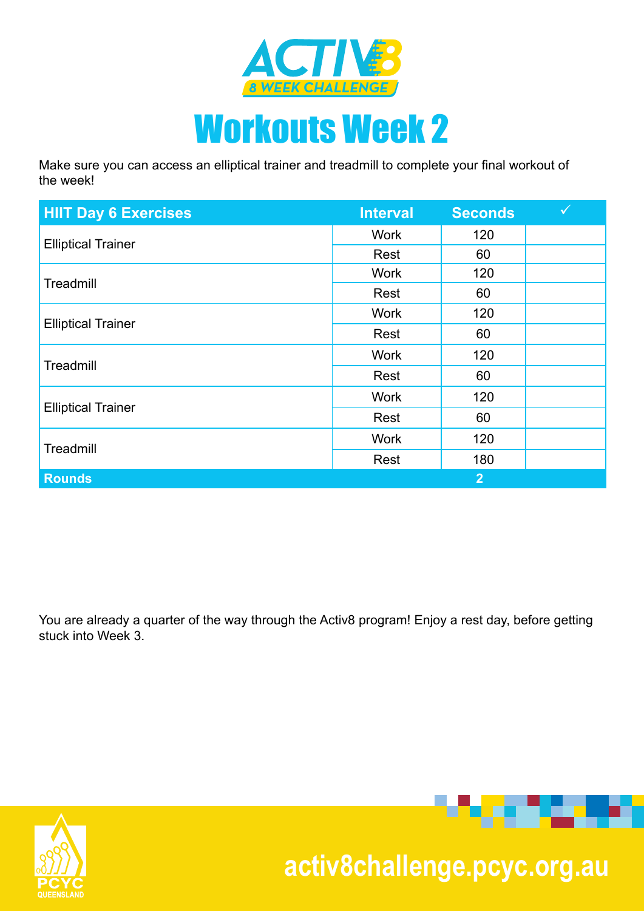# Workouts Week 2

Make sure you can access an elliptical trainer and treadmill to complete your final workout of the week!

| HIIT Day 6 Exercises | Interval | Seconds | ✓ |
| --- | --- | --- | --- |
| Elliptical Trainer | Work | 120 | |
| | Rest | 60 | |
| Treadmill | Work | 120 | |
| | Rest | 60 | |
| Elliptical Trainer | Work | 120 | |
| | Rest | 60 | |
| Treadmill | Work | 120 | |
| | Rest | 60 | |
| Elliptical Trainer | Work | 120 | |
| | Rest | 60 | |
| Treadmill | Work | 120 | |
| | Rest | 180 | |
| **Rounds** | | **2** | |

You are already a quarter of the way through the Activ8 program! Enjoy a rest day, before getting stuck into Week 3.

activ8challenge.pcyc.org.au